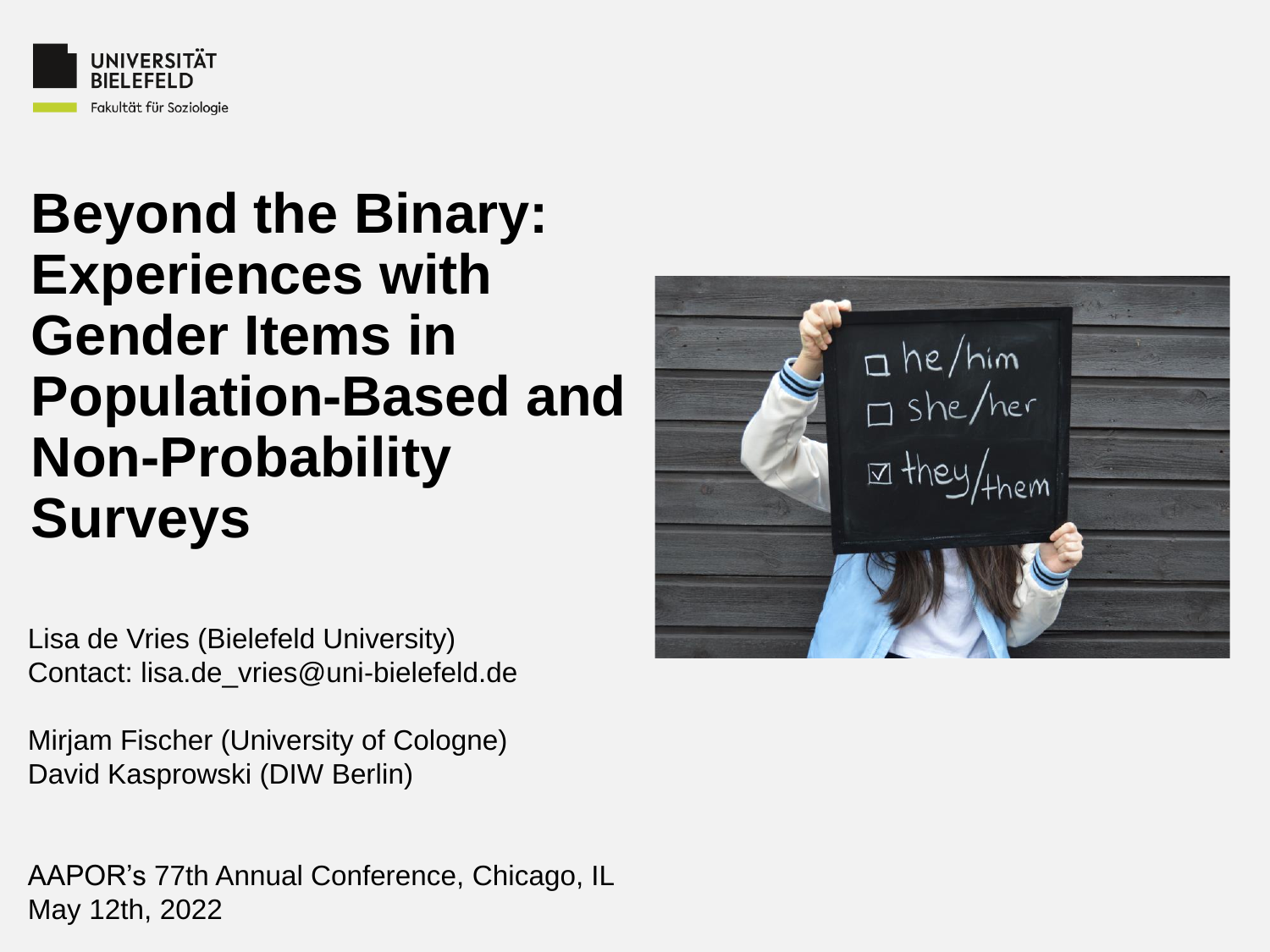UNIVERSITÄT BIELEFELD

Fakultät für Soziologie

# Beyond the Binary: Experiences with Gender Items in Population-Based and Non-Probability Surveys

Lisa de Vries (Bielefeld University)
Contact: lisa.de_vries@uni-bielefeld.de

Mirjam Fischer (University of Cologne)
David Kasprowski (DIW Berlin)

AAPOR's 77th Annual Conference, Chicago, IL
May 12th, 2022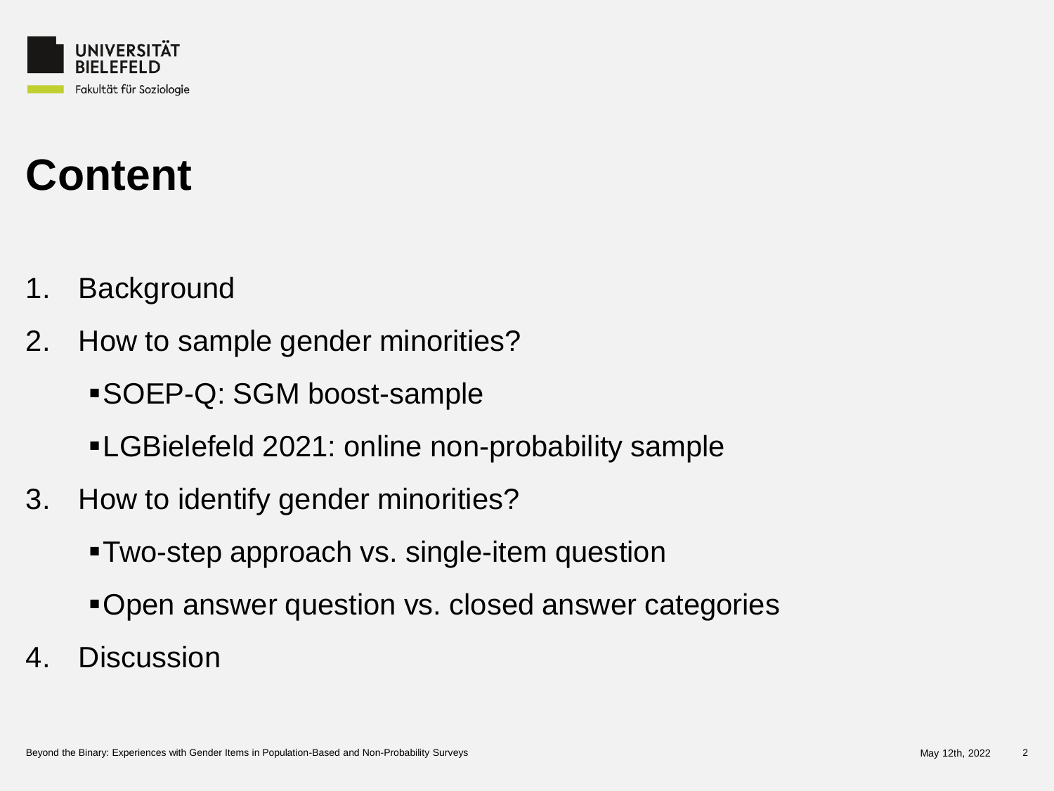# Content

1. Background
2. How to sample gender minorities?
   - SOEP-Q: SGM boost-sample
   - LGBielefeld 2021: online non-probability sample
3. How to identify gender minorities?
   - Two-step approach vs. single-item question
   - Open answer question vs. closed answer categories
4. Discussion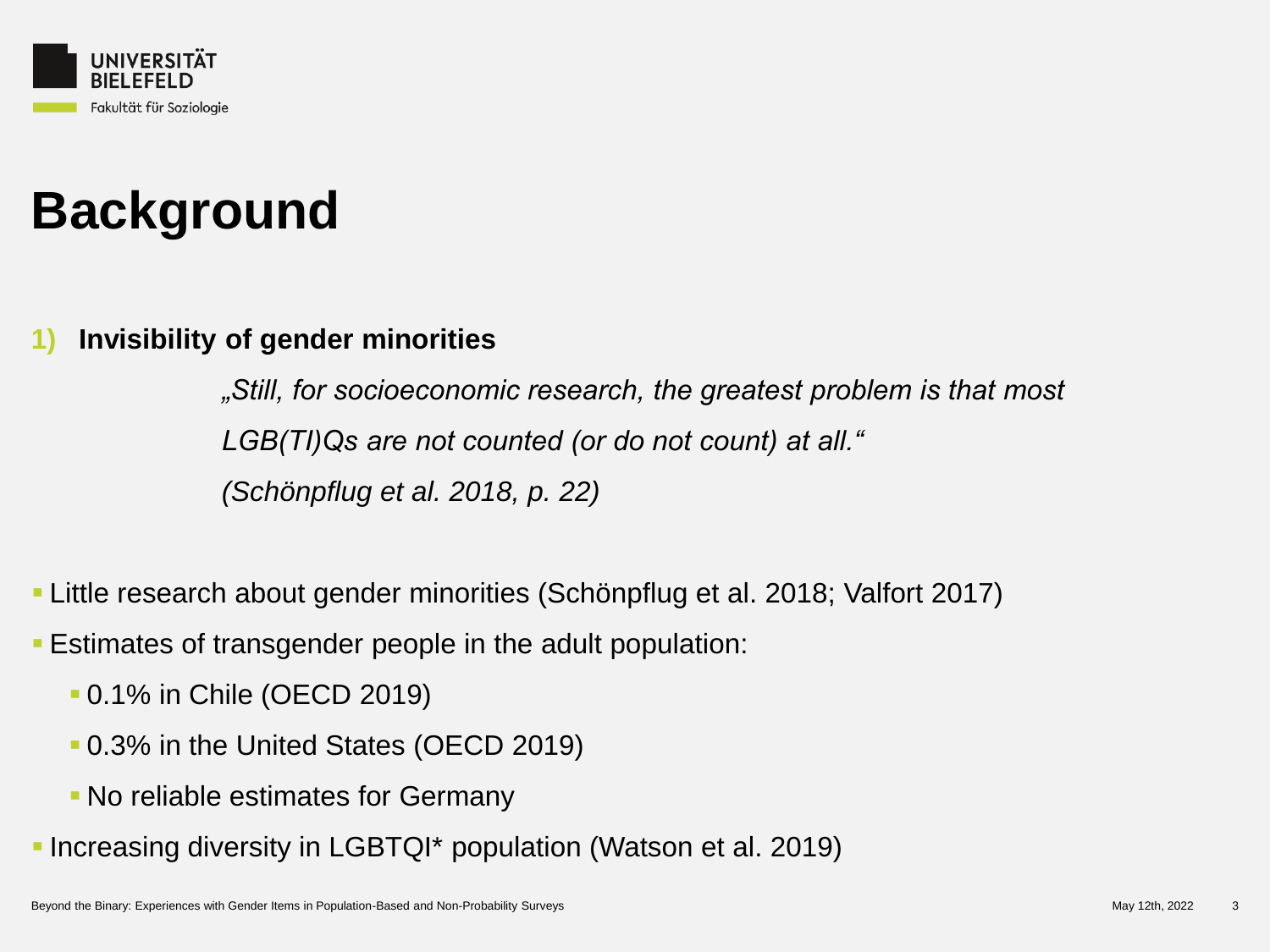# Background

1) **Invisibility of gender minorities**

> *„Still, for socioeconomic research, the greatest problem is that most LGB(TI)Qs are not counted (or do not count) at all.“*
>
> *(Schönpflug et al. 2018, p. 22)*

- Little research about gender minorities (Schönpflug et al. 2018; Valfort 2017)
- Estimates of transgender people in the adult population:
  - 0.1% in Chile (OECD 2019)
  - 0.3% in the United States (OECD 2019)
  - No reliable estimates for Germany
- Increasing diversity in LGBTQI* population (Watson et al. 2019)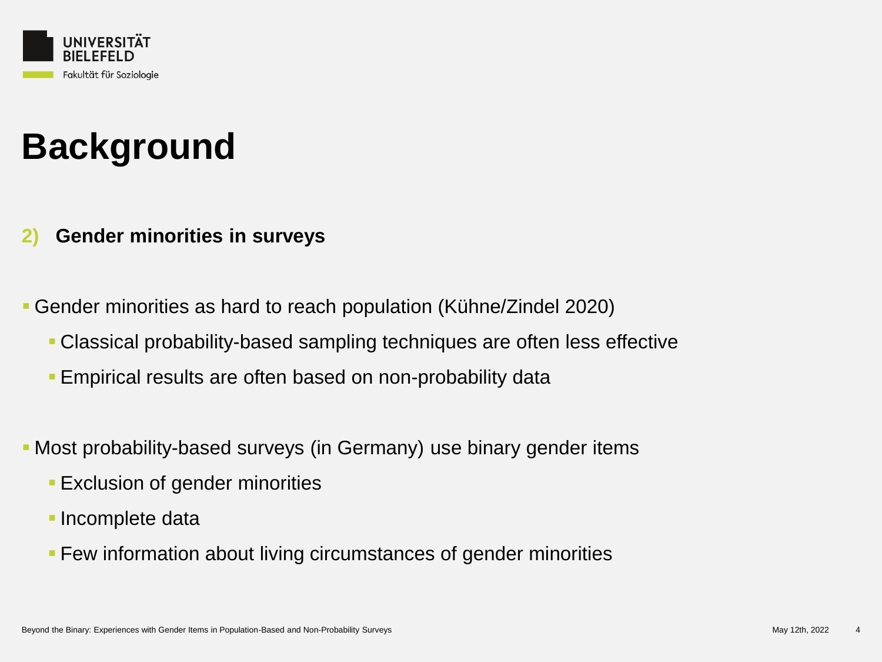# Background

## 2) Gender minorities in surveys

- Gender minorities as hard to reach population (Kühne/Zindel 2020)
  - Classical probability-based sampling techniques are often less effective
  - Empirical results are often based on non-probability data

- Most probability-based surveys (in Germany) use binary gender items
  - Exclusion of gender minorities
  - Incomplete data
  - Few information about living circumstances of gender minorities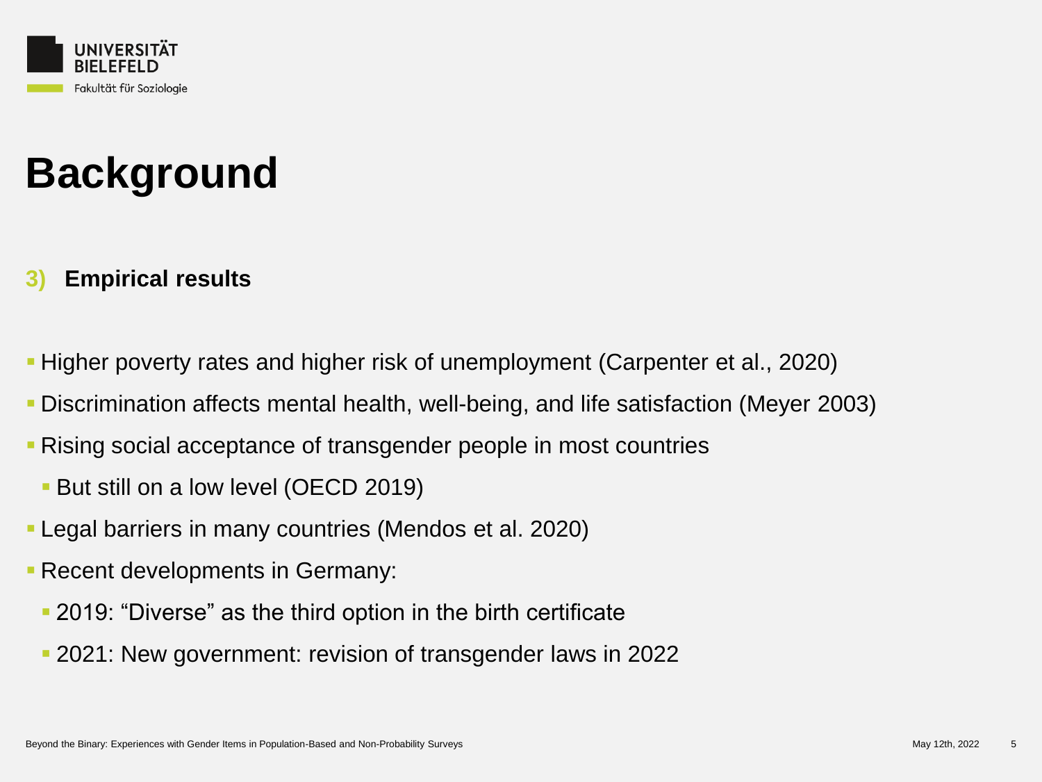# Background

### 3) Empirical results

- Higher poverty rates and higher risk of unemployment (Carpenter et al., 2020)
- Discrimination affects mental health, well-being, and life satisfaction (Meyer 2003)
- Rising social acceptance of transgender people in most countries
  - But still on a low level (OECD 2019)
- Legal barriers in many countries (Mendos et al. 2020)
- Recent developments in Germany:
  - 2019: “Diverse” as the third option in the birth certificate
  - 2021: New government: revision of transgender laws in 2022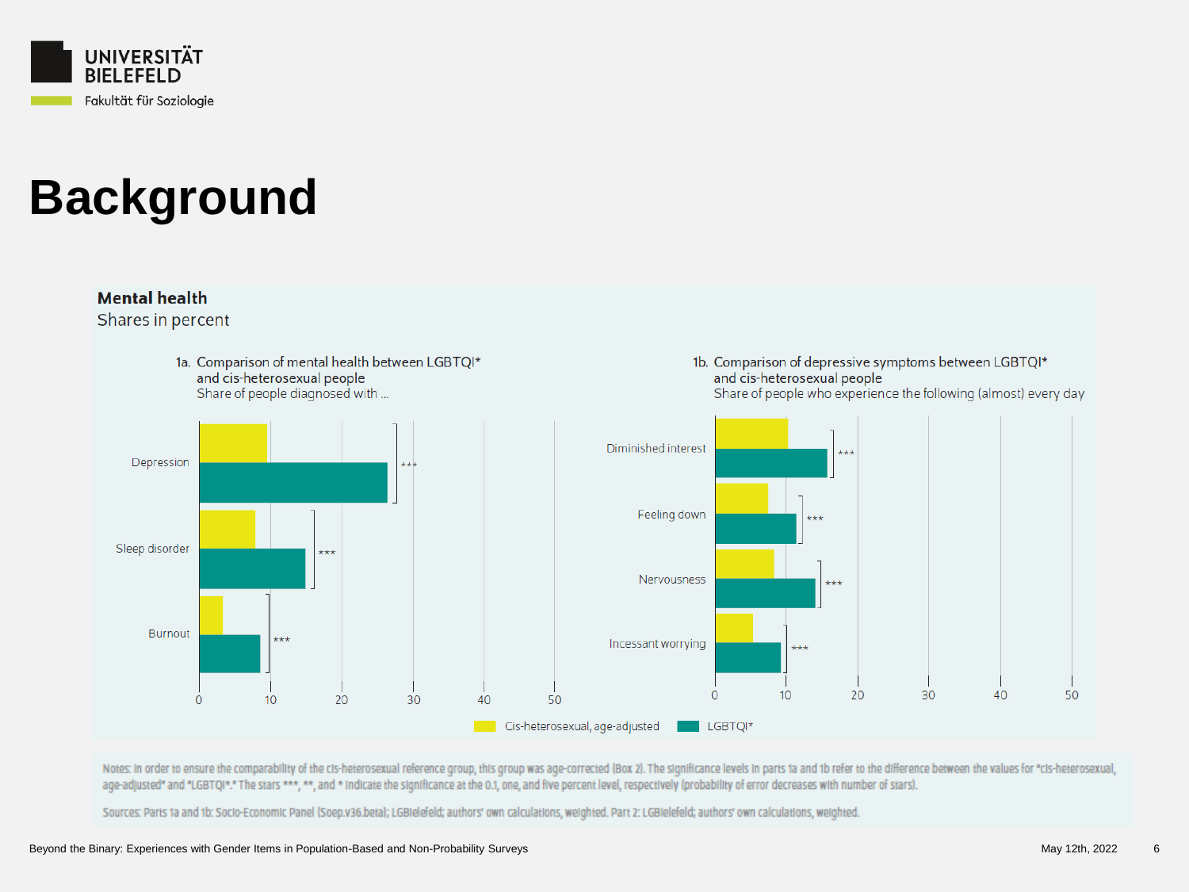# Background

**Mental health**

Shares in percent

1a. Comparison of mental health between LGBTQI* and cis-heterosexual people
Share of people diagnosed with ...

| | Cis-heterosexual, age-adjusted | LGBTQI* | Significance |
|---|---|---|---|
| Depression | ~9.5 | ~26.4 | *** |
| Sleep disorder | ~7.9 | ~14.8 | *** |
| Burnout | ~3.3 | ~8.6 | *** |

1b. Comparison of depressive symptoms between LGBTQI* and cis-heterosexual people
Share of people who experience the following (almost) every day

| | Cis-heterosexual, age-adjusted | LGBTQI* | Significance |
|---|---|---|---|
| Diminished interest | ~10.2 | ~15.7 | *** |
| Feeling down | ~7.4 | ~11.4 | *** |
| Nervousness | ~8.2 | ~14.1 | *** |
| Incessant worrying | ~5.3 | ~9.3 | *** |

Cis-heterosexual, age-adjusted   LGBTQI*

Notes: In order to ensure the comparability of the cis-heterosexual reference group, this group was age-corrected (Box 2). The significance levels in parts 1a and 1b refer to the difference between the values for "cis-heterosexual, age-adjusted" and "LGBTQI*." The stars ***, **, and * indicate the significance at the 0.1, one, and five percent level, respectively (probability of error decreases with number of stars).

Sources: Parts 1a and 1b: Socio-Economic Panel (Soep.v36.beta); LGBielefeld; authors' own calculations, weighted. Part 2: LGBielefeld; authors' own calculations, weighted.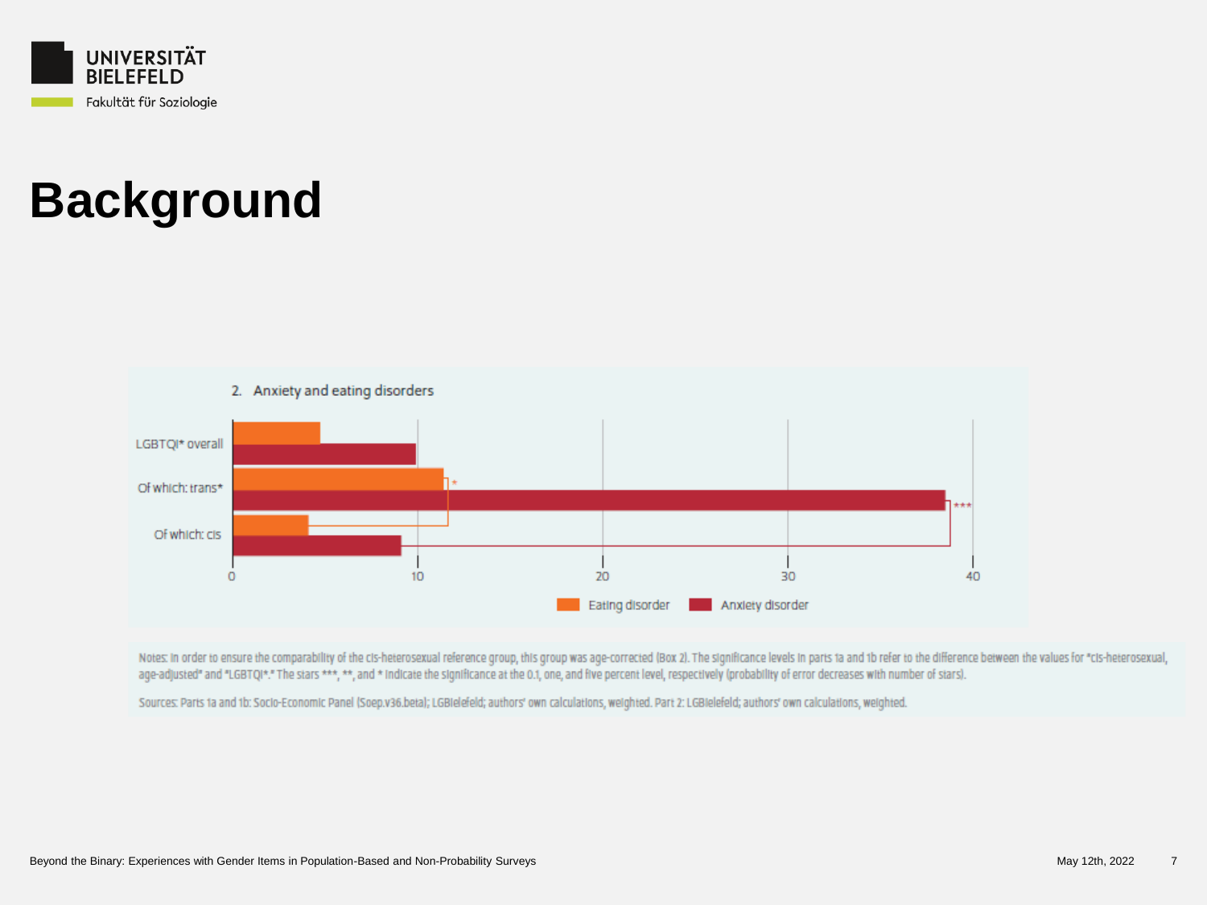# Background

2. Anxiety and eating disorders

| | Eating disorder | Anxiety disorder |
|---|---|---|
| LGBTQI* overall | | |
| Of which: trans* | * | *** |
| Of which: cis | | |

Eating disorder · Anxiety disorder

Notes: In order to ensure the comparability of the cis-heterosexual reference group, this group was age-corrected (Box 2). The significance levels in parts 1a and 1b refer to the difference between the values for "cis-heterosexual, age-adjusted" and "LGBTQI*." The stars ***, **, and * indicate the significance at the 0.1, one, and five percent level, respectively (probability of error decreases with number of stars).

Sources: Parts 1a and 1b: Socio-Economic Panel (Soep.v36.beta); LGBielefeld; authors' own calculations, weighted. Part 2: LGBielefeld; authors' own calculations, weighted.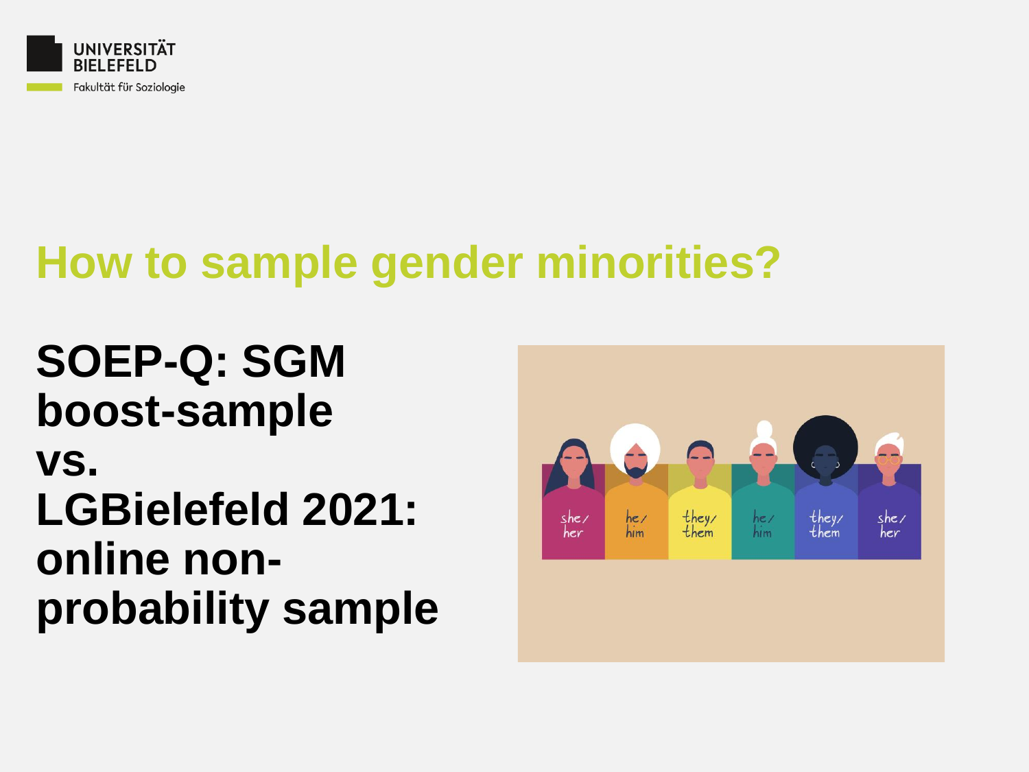## How to sample gender minorities?

**SOEP-Q: SGM boost-sample**
**vs.**
**LGBielefeld 2021: online non-probability sample**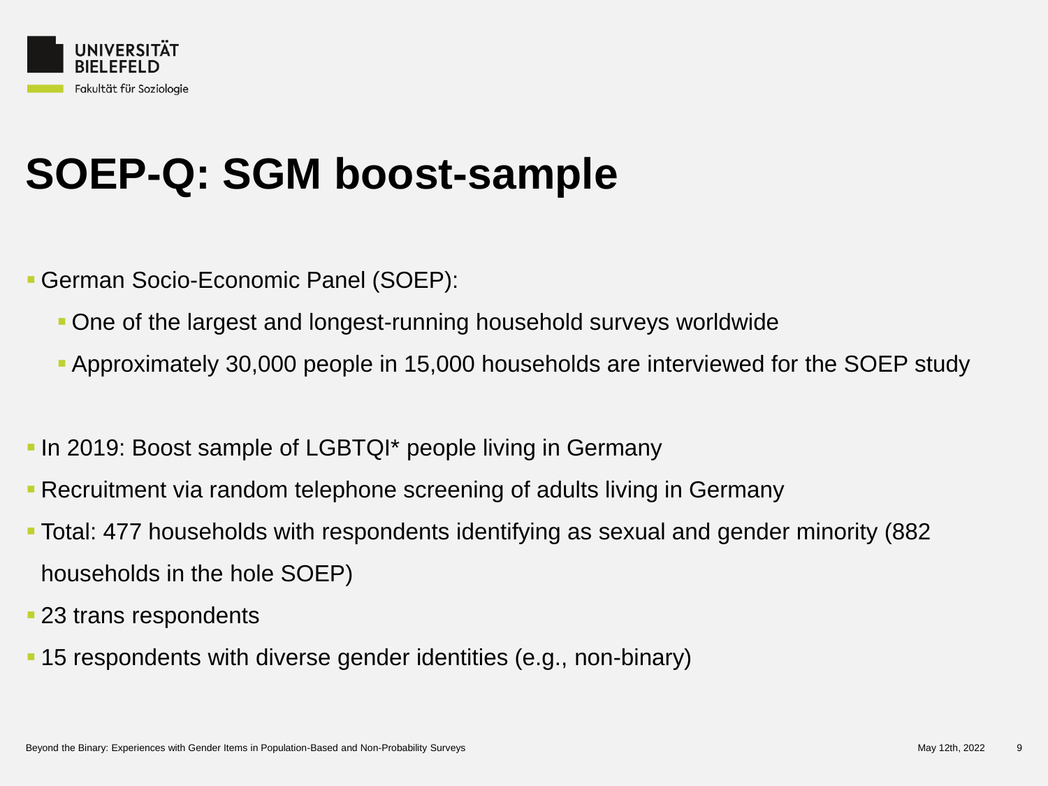# SOEP-Q: SGM boost-sample

- German Socio-Economic Panel (SOEP):
  - One of the largest and longest-running household surveys worldwide
  - Approximately 30,000 people in 15,000 households are interviewed for the SOEP study
- In 2019: Boost sample of LGBTQI* people living in Germany
- Recruitment via random telephone screening of adults living in Germany
- Total: 477 households with respondents identifying as sexual and gender minority (882 households in the hole SOEP)
- 23 trans respondents
- 15 respondents with diverse gender identities (e.g., non-binary)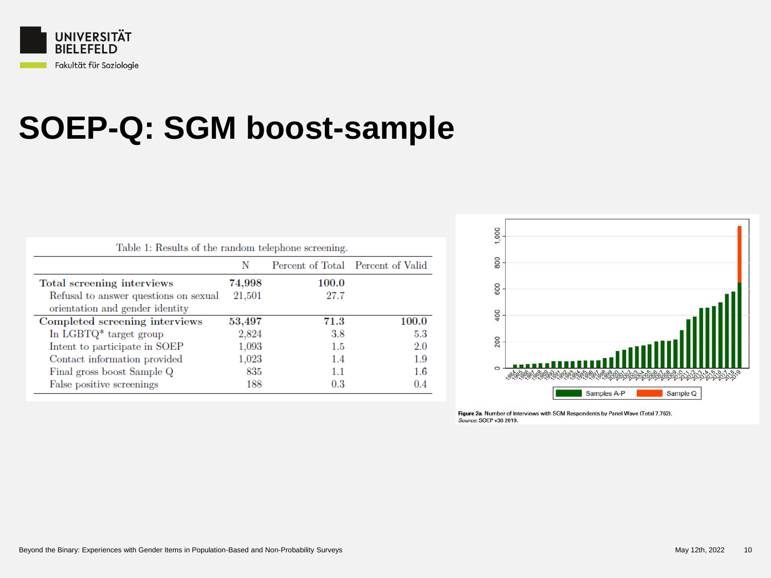# SOEP-Q: SGM boost-sample

Table 1: Results of the random telephone screening.

| | N | Percent of Total | Percent of Valid |
|---|---|---|---|
| Total screening interviews | 74,998 | 100.0 | |
| Refusal to answer questions on sexual orientation and gender identity | 21,501 | 27.7 | |
| Completed screening interviews | 53,497 | 71.3 | 100.0 |
| In LGBTQ* target group | 2,824 | 3.8 | 5.3 |
| Intent to participate in SOEP | 1,093 | 1.5 | 2.0 |
| Contact information provided | 1,023 | 1.4 | 1.9 |
| Final gross boost Sample Q | 835 | 1.1 | 1.6 |
| False positive screenings | 188 | 0.3 | 0.4 |

**Figure 2a.** Number of Interviews with SGM Respondents by Panel Wave (Total 7,762).
*Source:* SOEP v36 2019.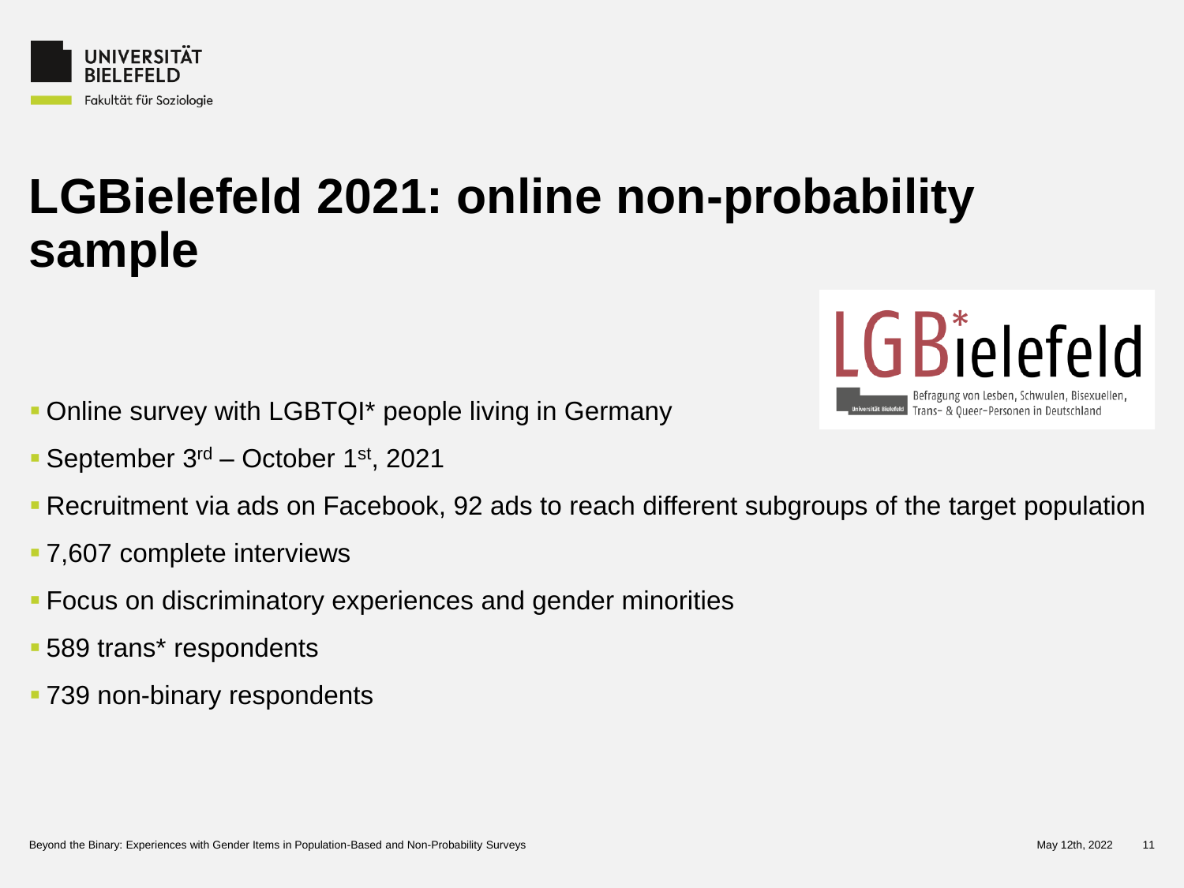# LGBielefeld 2021: online non-probability sample

- Online survey with LGBTQI* people living in Germany
- September 3rd – October 1st, 2021
- Recruitment via ads on Facebook, 92 ads to reach different subgroups of the target population
- 7,607 complete interviews
- Focus on discriminatory experiences and gender minorities
- 589 trans* respondents
- 739 non-binary respondents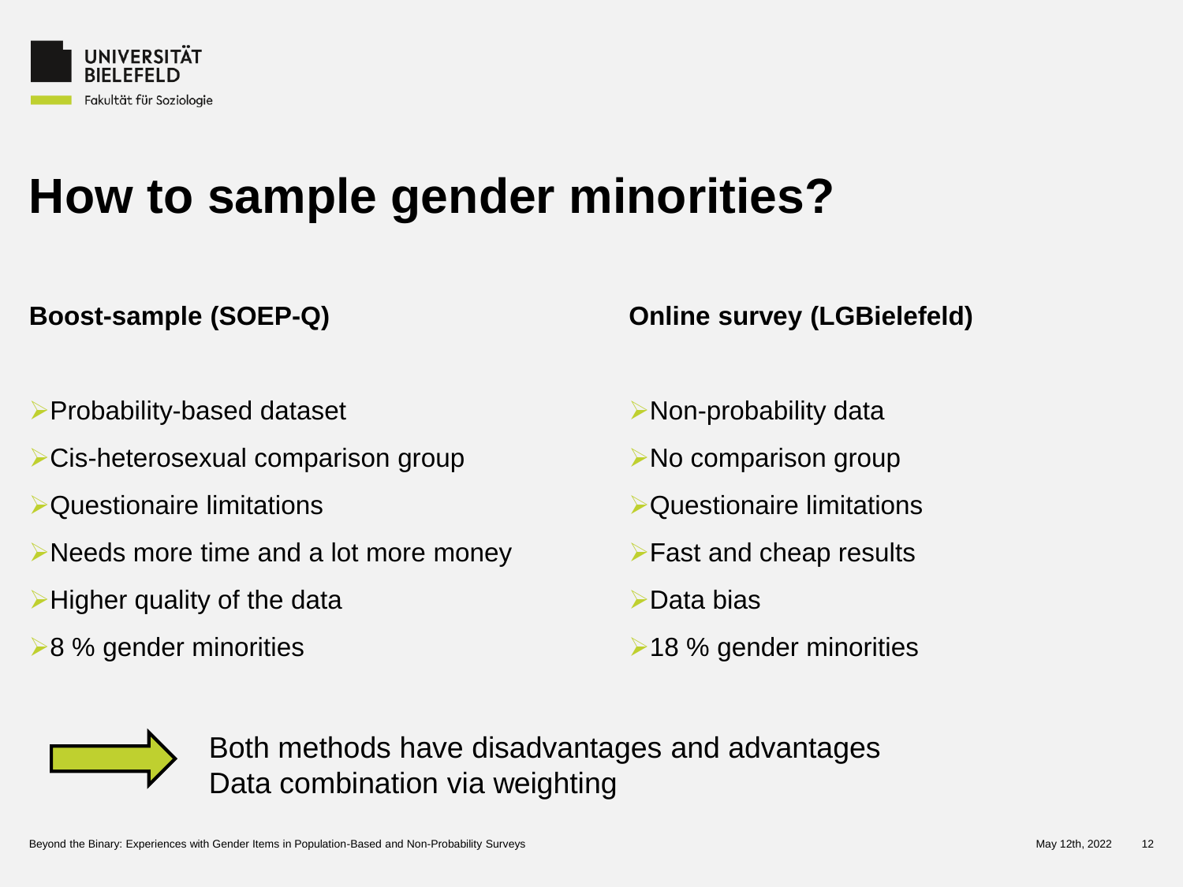# How to sample gender minorities?

**Boost-sample (SOEP-Q)**

- Probability-based dataset
- Cis-heterosexual comparison group
- Questionaire limitations
- Needs more time and a lot more money
- Higher quality of the data
- 8 % gender minorities

**Online survey (LGBielefeld)**

- Non-probability data
- No comparison group
- Questionaire limitations
- Fast and cheap results
- Data bias
- 18 % gender minorities

➡ Both methods have disadvantages and advantages
Data combination via weighting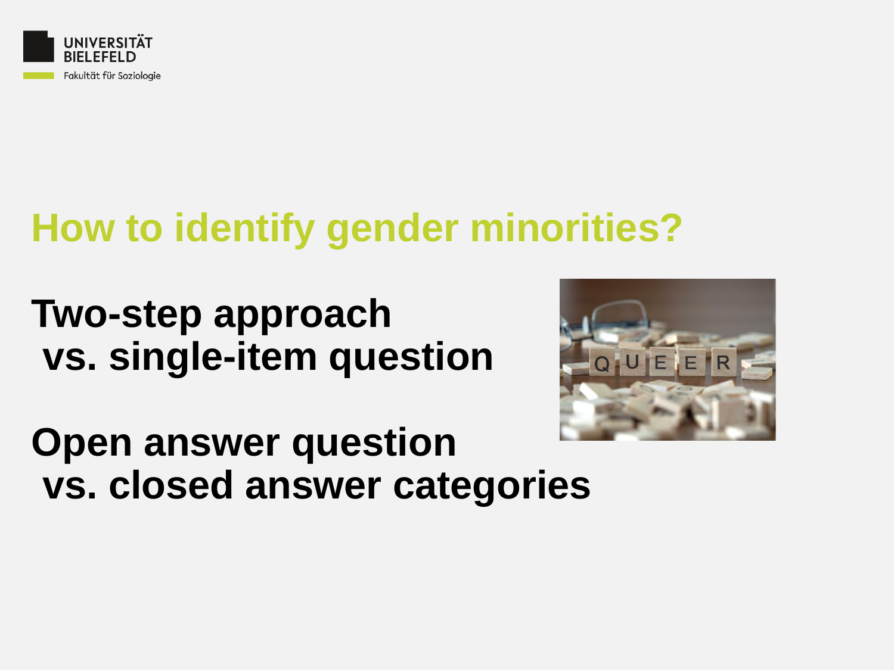# How to identify gender minorities?

**Two-step approach**
**vs. single-item question**

**Open answer question**
**vs. closed answer categories**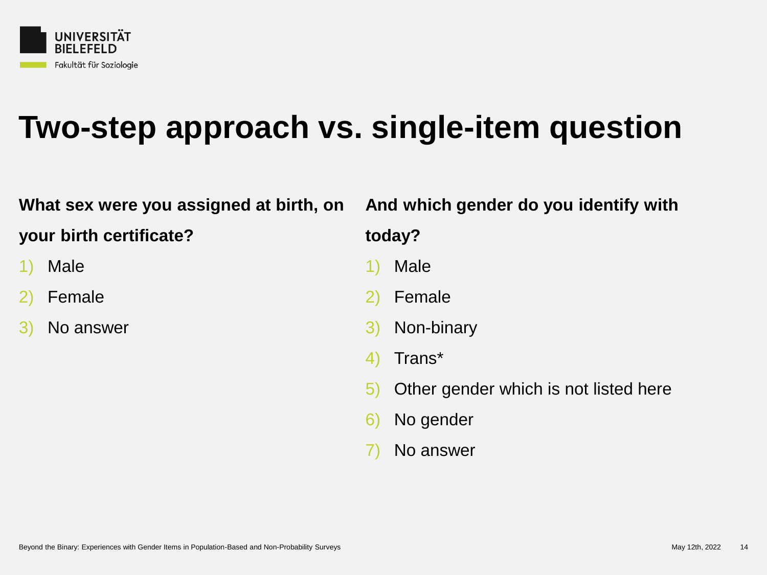# Two-step approach vs. single-item question

**What sex were you assigned at birth, on your birth certificate?**

1) Male
2) Female
3) No answer

**And which gender do you identify with today?**

1) Male
2) Female
3) Non-binary
4) Trans*
5) Other gender which is not listed here
6) No gender
7) No answer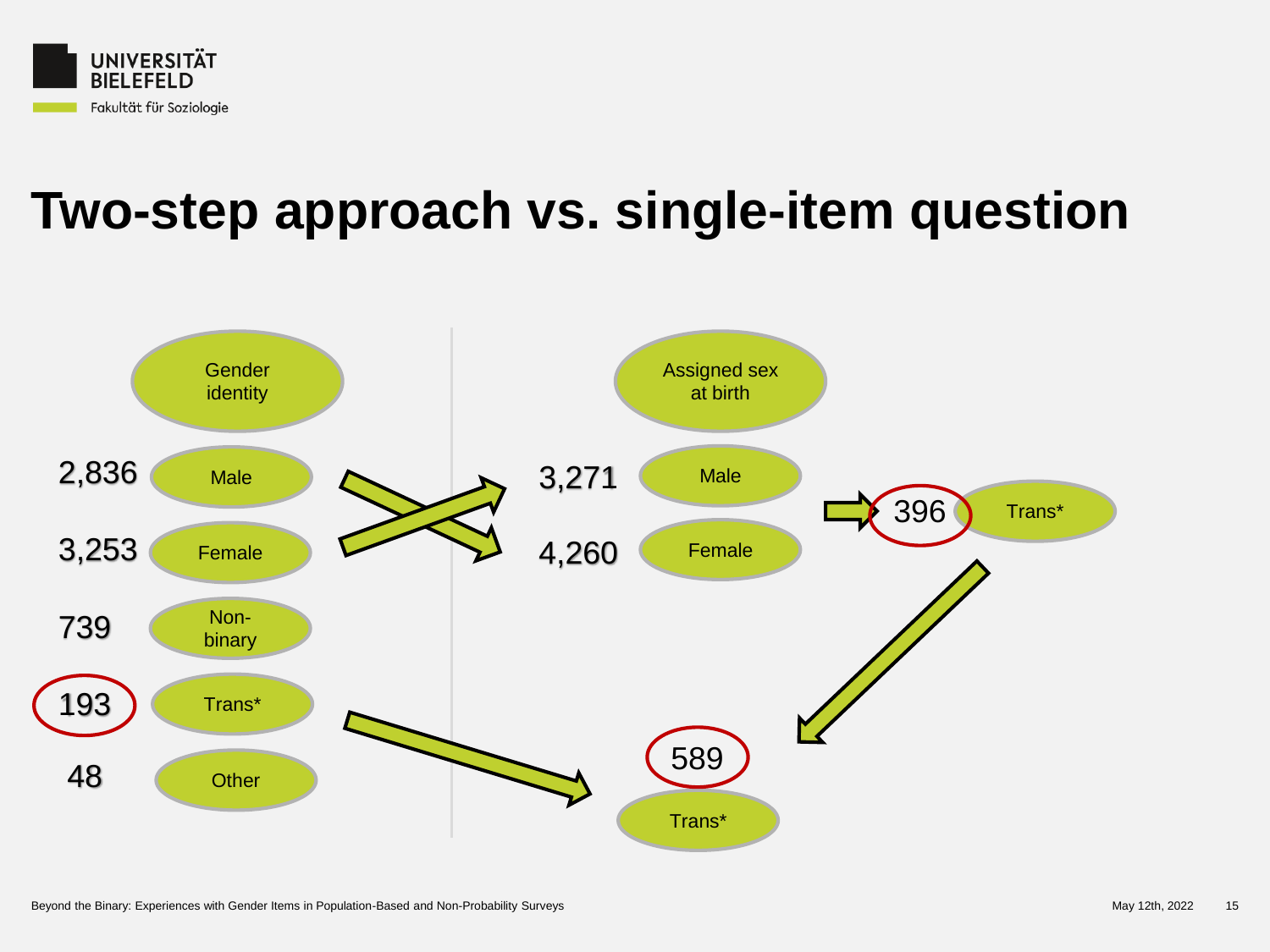# Two-step approach vs. single-item question

**Gender identity**

- 2,836 Male
- 3,253 Female
- 739 Non-binary
- 193 Trans*
- 48 Other

**Assigned sex at birth**

- 3,271 Male
- 4,260 Female

396 Trans*

589 Trans*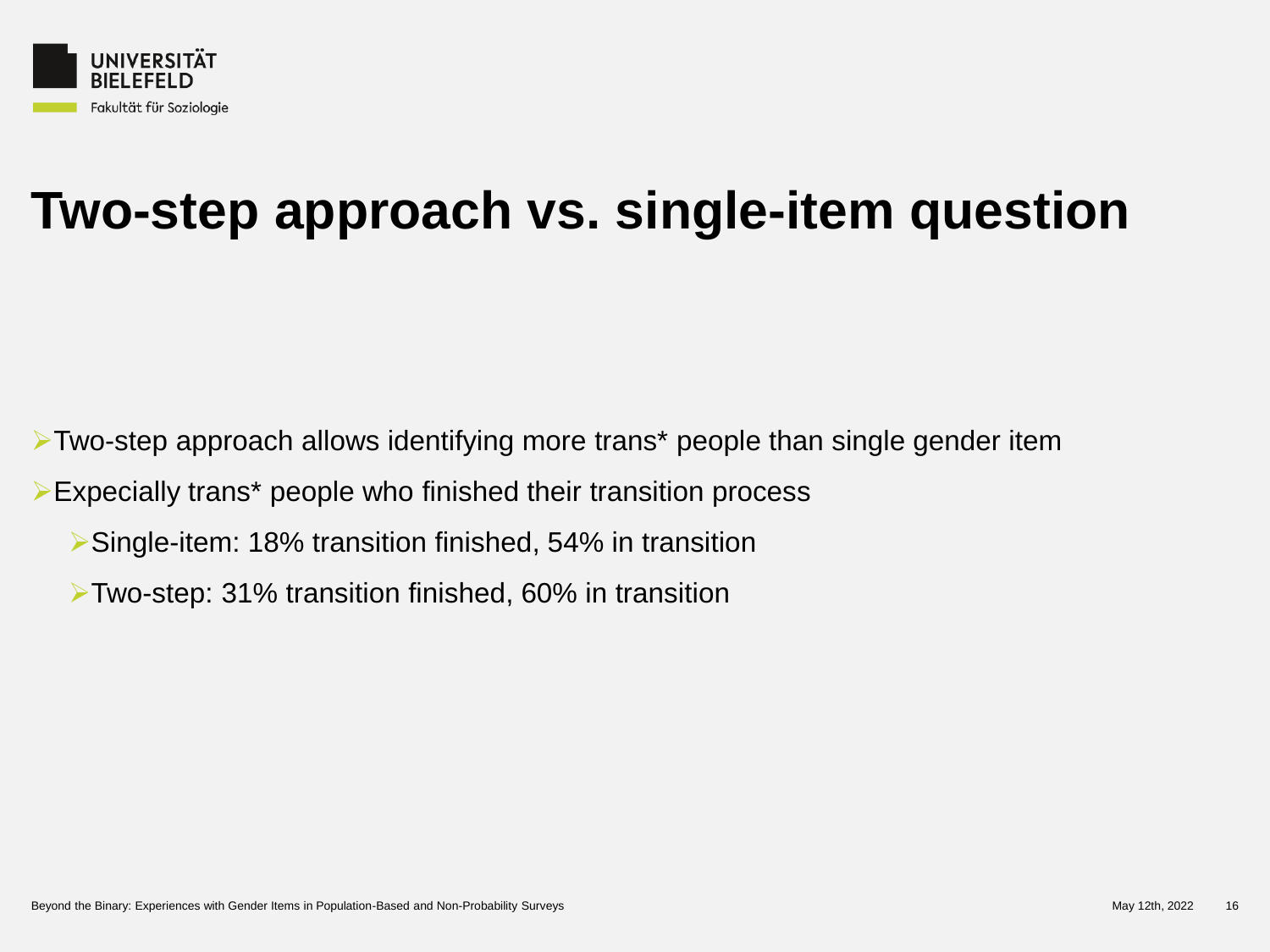# Two-step approach vs. single-item question

- Two-step approach allows identifying more trans* people than single gender item
- Expecially trans* people who finished their transition process
  - Single-item: 18% transition finished, 54% in transition
  - Two-step: 31% transition finished, 60% in transition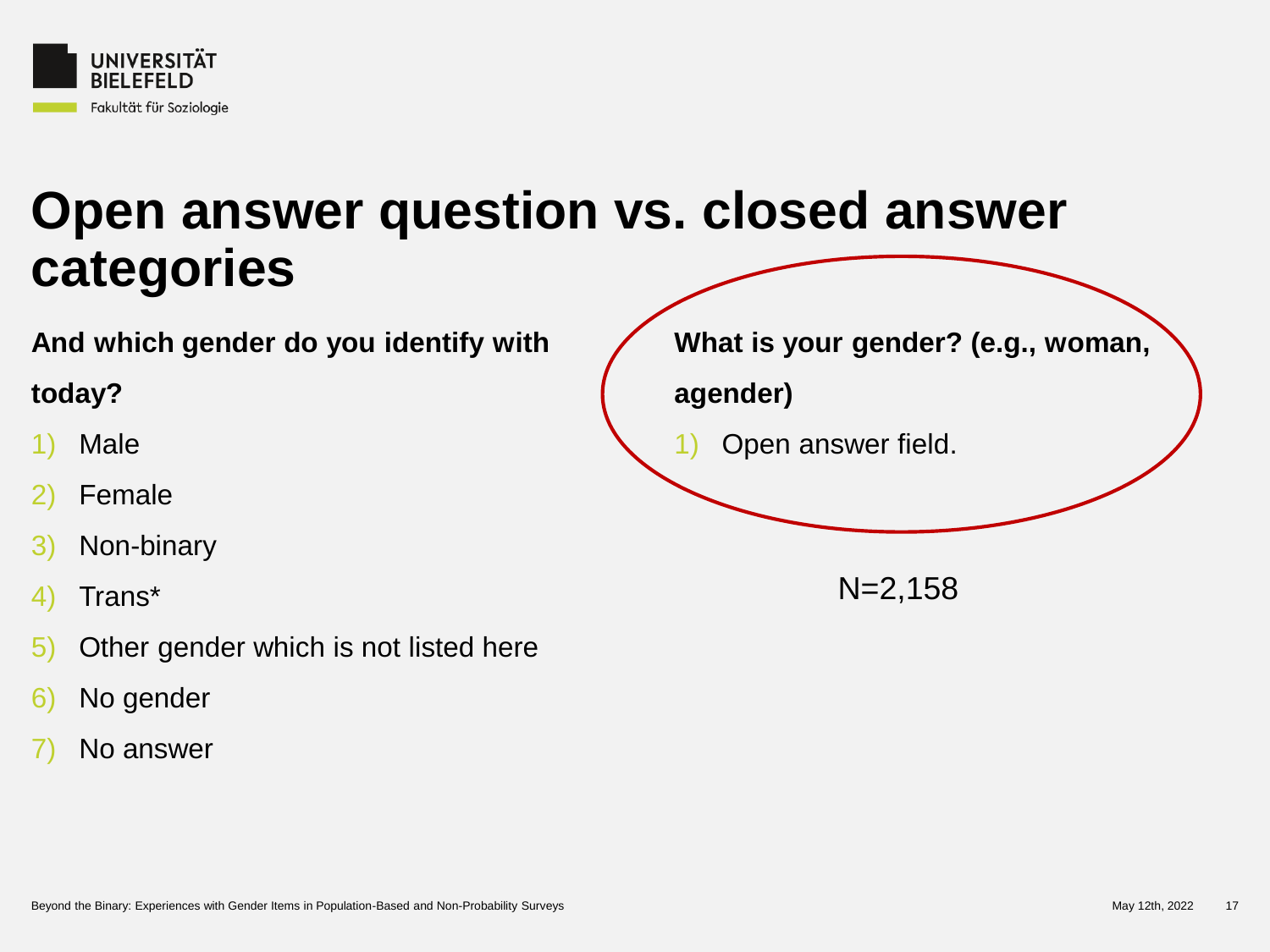# Open answer question vs. closed answer categories

**And which gender do you identify with today?**

1) Male
2) Female
3) Non-binary
4) Trans*
5) Other gender which is not listed here
6) No gender
7) No answer

**What is your gender? (e.g., woman, agender)**

1) Open answer field.

N=2,158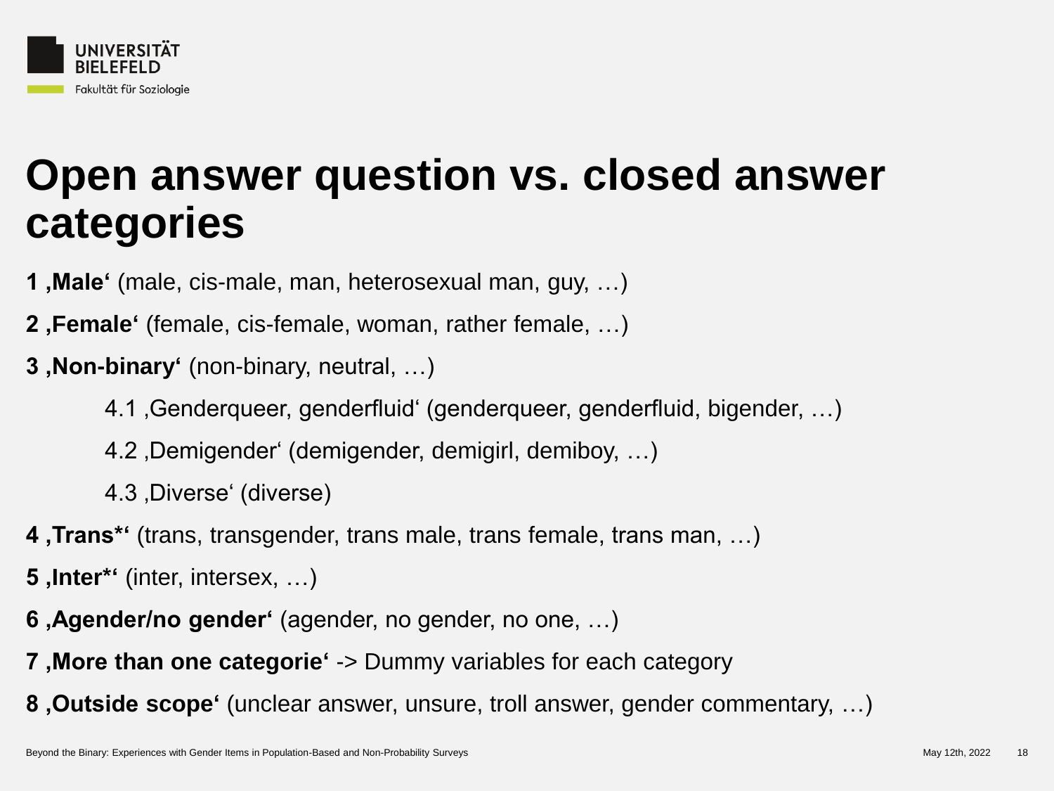# Open answer question vs. closed answer categories

**1 ‚Male‘** (male, cis-male, man, heterosexual man, guy, …)

**2 ‚Female‘** (female, cis-female, woman, rather female, …)

**3 ‚Non-binary‘** (non-binary, neutral, …)

- 4.1 ‚Genderqueer, genderfluid‘ (genderqueer, genderfluid, bigender, …)
- 4.2 ‚Demigender‘ (demigender, demigirl, demiboy, …)
- 4.3 ‚Diverse‘ (diverse)

**4 ‚Trans*‘** (trans, transgender, trans male, trans female, trans man, …)

**5 ‚Inter*‘** (inter, intersex, …)

**6 ‚Agender/no gender‘** (agender, no gender, no one, …)

**7 ‚More than one categorie‘** -> Dummy variables for each category

**8 ‚Outside scope‘** (unclear answer, unsure, troll answer, gender commentary, …)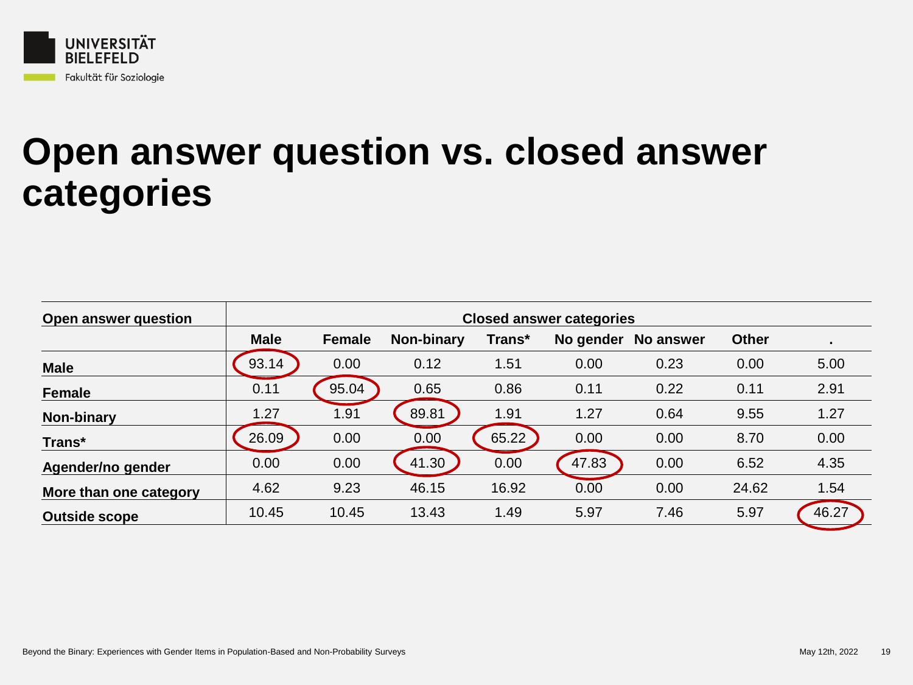# Open answer question vs. closed answer categories

| Open answer question | Closed answer categories | | | | | | | |
|---|---|---|---|---|---|---|---|---|
| | **Male** | **Female** | **Non-binary** | **Trans*** | **No gender** | **No answer** | **Other** | **.** |
| **Male** | 93.14 | 0.00 | 0.12 | 1.51 | 0.00 | 0.23 | 0.00 | 5.00 |
| **Female** | 0.11 | 95.04 | 0.65 | 0.86 | 0.11 | 0.22 | 0.11 | 2.91 |
| **Non-binary** | 1.27 | 1.91 | 89.81 | 1.91 | 1.27 | 0.64 | 9.55 | 1.27 |
| **Trans*** | 26.09 | 0.00 | 0.00 | 65.22 | 0.00 | 0.00 | 8.70 | 0.00 |
| **Agender/no gender** | 0.00 | 0.00 | 41.30 | 0.00 | 47.83 | 0.00 | 6.52 | 4.35 |
| **More than one category** | 4.62 | 9.23 | 46.15 | 16.92 | 0.00 | 0.00 | 24.62 | 1.54 |
| **Outside scope** | 10.45 | 10.45 | 13.43 | 1.49 | 5.97 | 7.46 | 5.97 | 46.27 |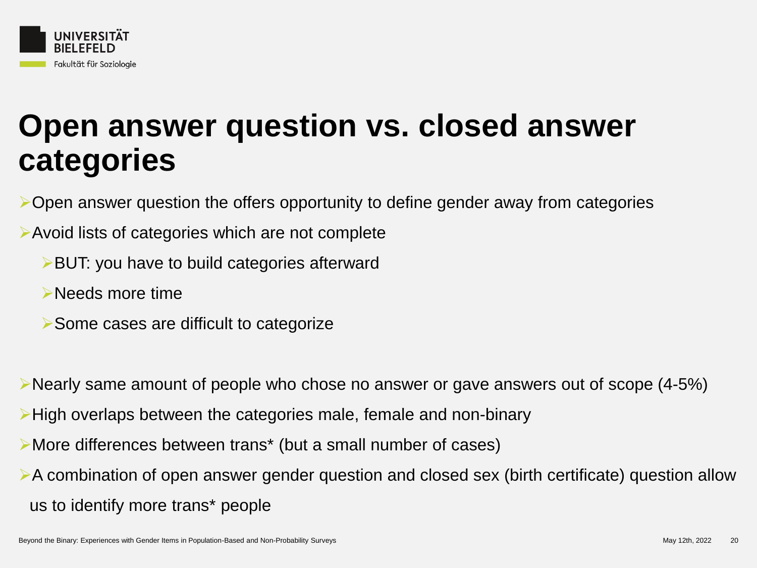# Open answer question vs. closed answer categories

- Open answer question the offers opportunity to define gender away from categories
- Avoid lists of categories which are not complete
  - BUT: you have to build categories afterward
  - Needs more time
  - Some cases are difficult to categorize

- Nearly same amount of people who chose no answer or gave answers out of scope (4-5%)
- High overlaps between the categories male, female and non-binary
- More differences between trans* (but a small number of cases)
- A combination of open answer gender question and closed sex (birth certificate) question allow us to identify more trans* people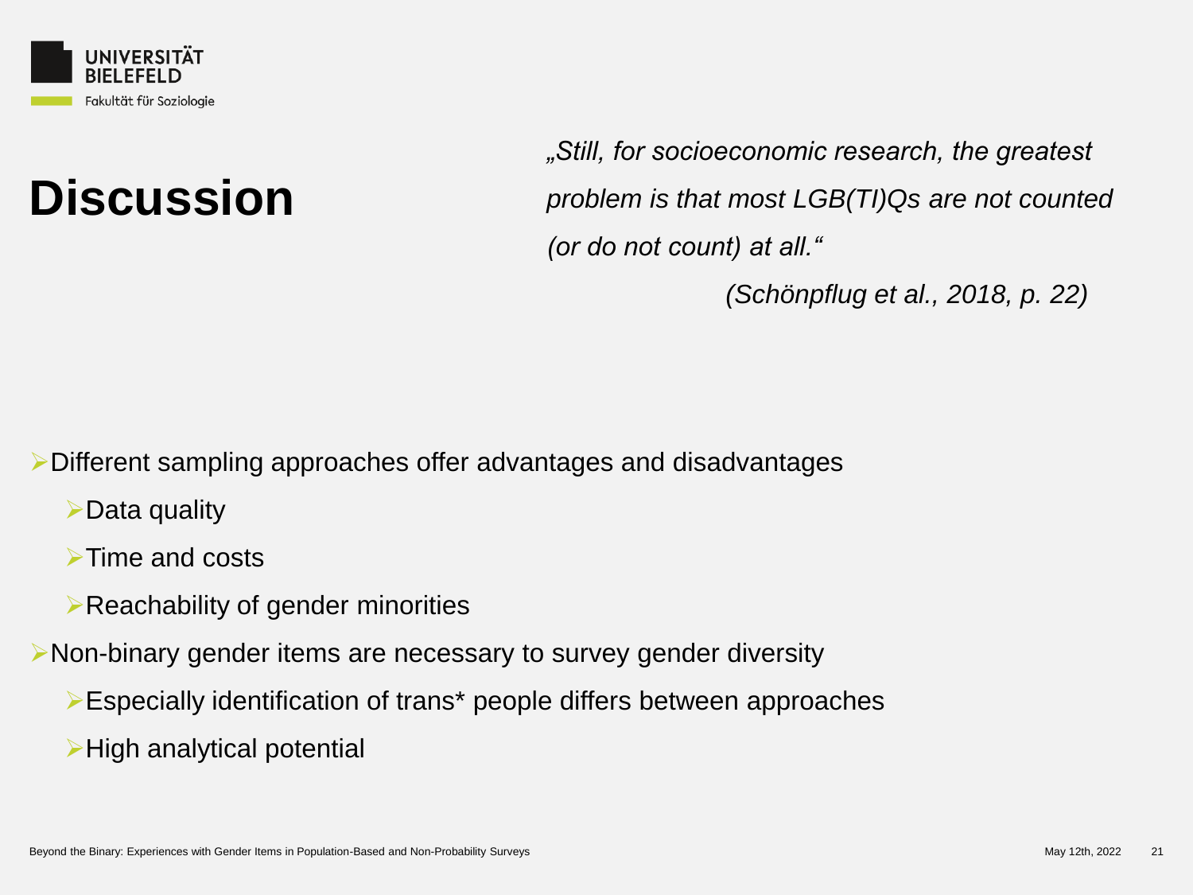# Discussion

*„Still, for socioeconomic research, the greatest problem is that most LGB(TI)Qs are not counted (or do not count) at all.“*

*(Schönpflug et al., 2018, p. 22)*

- Different sampling approaches offer advantages and disadvantages
  - Data quality
  - Time and costs
  - Reachability of gender minorities
- Non-binary gender items are necessary to survey gender diversity
  - Especially identification of trans* people differs between approaches
  - High analytical potential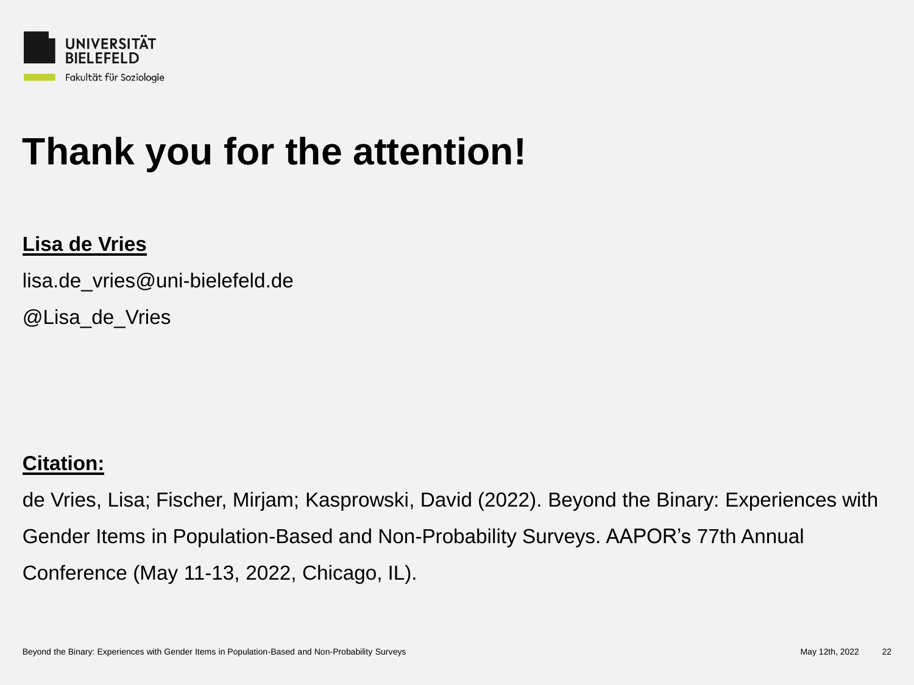UNIVERSITÄT BIELEFELD

Fakultät für Soziologie

# Thank you for the attention!

**Lisa de Vries**

lisa.de_vries@uni-bielefeld.de

@Lisa_de_Vries

**Citation:**

de Vries, Lisa; Fischer, Mirjam; Kasprowski, David (2022). Beyond the Binary: Experiences with Gender Items in Population-Based and Non-Probability Surveys. AAPOR's 77th Annual Conference (May 11-13, 2022, Chicago, IL).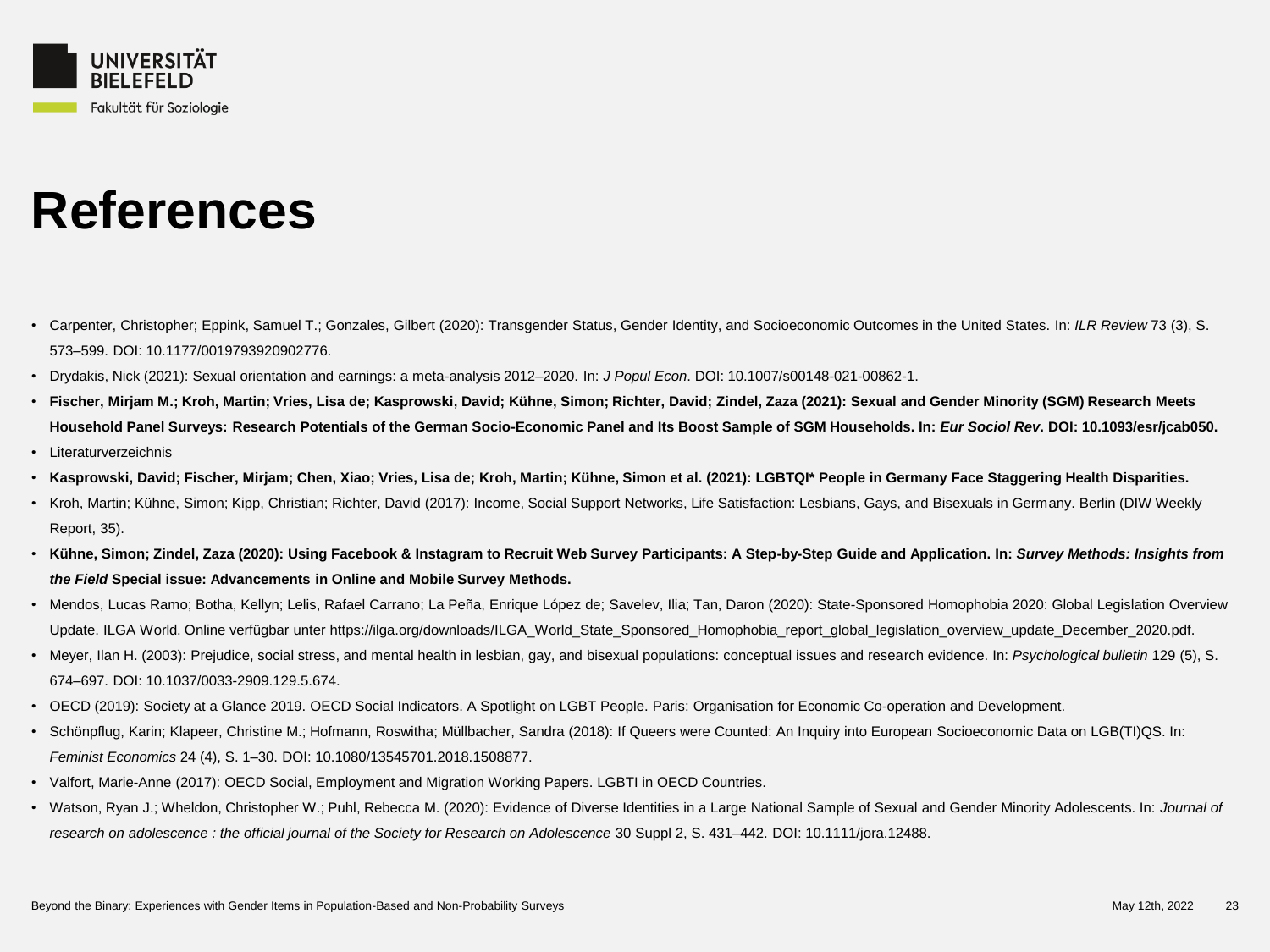# References

- Carpenter, Christopher; Eppink, Samuel T.; Gonzales, Gilbert (2020): Transgender Status, Gender Identity, and Socioeconomic Outcomes in the United States. In: *ILR Review* 73 (3), S. 573–599. DOI: 10.1177/0019793920902776.
- Drydakis, Nick (2021): Sexual orientation and earnings: a meta-analysis 2012–2020. In: *J Popul Econ*. DOI: 10.1007/s00148-021-00862-1.
- **Fischer, Mirjam M.; Kroh, Martin; Vries, Lisa de; Kasprowski, David; Kühne, Simon; Richter, David; Zindel, Zaza (2021): Sexual and Gender Minority (SGM) Research Meets Household Panel Surveys: Research Potentials of the German Socio-Economic Panel and Its Boost Sample of SGM Households. In: *Eur Sociol Rev*. DOI: 10.1093/esr/jcab050.**
- Literaturverzeichnis
- **Kasprowski, David; Fischer, Mirjam; Chen, Xiao; Vries, Lisa de; Kroh, Martin; Kühne, Simon et al. (2021): LGBTQI* People in Germany Face Staggering Health Disparities.**
- Kroh, Martin; Kühne, Simon; Kipp, Christian; Richter, David (2017): Income, Social Support Networks, Life Satisfaction: Lesbians, Gays, and Bisexuals in Germany. Berlin (DIW Weekly Report, 35).
- **Kühne, Simon; Zindel, Zaza (2020): Using Facebook & Instagram to Recruit Web Survey Participants: A Step-by-Step Guide and Application. In: *Survey Methods: Insights from the Field* Special issue: Advancements in Online and Mobile Survey Methods.**
- Mendos, Lucas Ramo; Botha, Kellyn; Lelis, Rafael Carrano; La Peña, Enrique López de; Savelev, Ilia; Tan, Daron (2020): State-Sponsored Homophobia 2020: Global Legislation Overview Update. ILGA World. Online verfügbar unter https://ilga.org/downloads/ILGA_World_State_Sponsored_Homophobia_report_global_legislation_overview_update_December_2020.pdf.
- Meyer, Ilan H. (2003): Prejudice, social stress, and mental health in lesbian, gay, and bisexual populations: conceptual issues and research evidence. In: *Psychological bulletin* 129 (5), S. 674–697. DOI: 10.1037/0033-2909.129.5.674.
- OECD (2019): Society at a Glance 2019. OECD Social Indicators. A Spotlight on LGBT People. Paris: Organisation for Economic Co-operation and Development.
- Schönpflug, Karin; Klapeer, Christine M.; Hofmann, Roswitha; Müllbacher, Sandra (2018): If Queers were Counted: An Inquiry into European Socioeconomic Data on LGB(TI)QS. In: *Feminist Economics* 24 (4), S. 1–30. DOI: 10.1080/13545701.2018.1508877.
- Valfort, Marie-Anne (2017): OECD Social, Employment and Migration Working Papers. LGBTI in OECD Countries.
- Watson, Ryan J.; Wheldon, Christopher W.; Puhl, Rebecca M. (2020): Evidence of Diverse Identities in a Large National Sample of Sexual and Gender Minority Adolescents. In: *Journal of research on adolescence : the official journal of the Society for Research on Adolescence* 30 Suppl 2, S. 431–442. DOI: 10.1111/jora.12488.